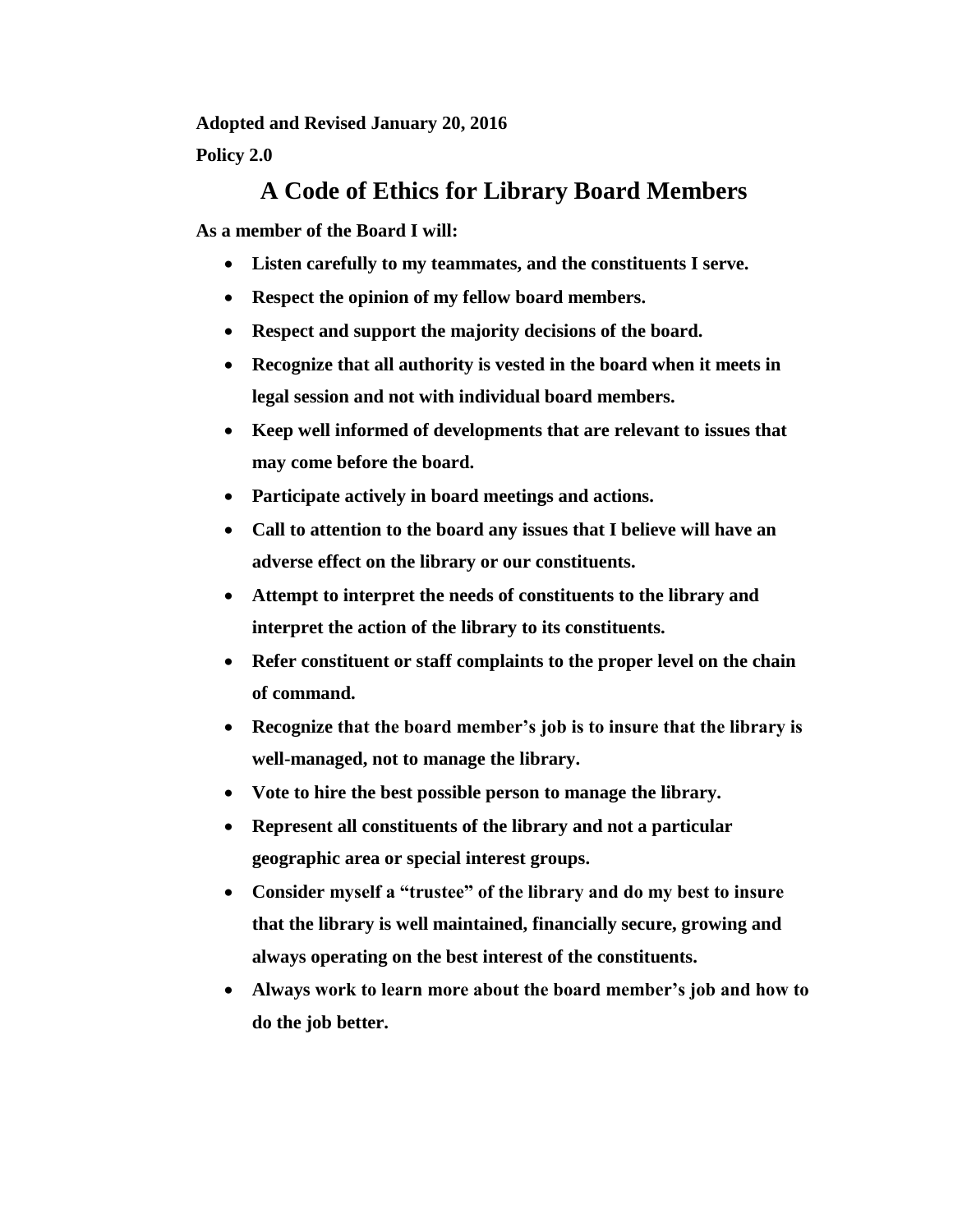**Adopted and Revised January 20, 2016**

**Policy 2.0**

# A Code of Ethics for Library Board Members

**As a member of the Board I will:**

- **Listen carefully to my teammates, and the constituents I serve.**
- **Respect the opinion of my fellow board members.**
- **Respect and support the majority decisions of the board.**
- **Recognize that all authority is vested in the board when it meets in legal session and not with individual board members.**
- **Keep well informed of developments that are relevant to issues that may come before the board.**
- **Participate actively in board meetings and actions.**
- **Call to attention to the board any issues that I believe will have an adverse effect on the library or our constituents.**
- **Attempt to interpret the needs of constituents to the library and interpret the action of the library to its constituents.**
- **Refer constituent or staff complaints to the proper level on the chain of command.**
- **Recognize that the board member's job is to insure that the library is well-managed, not to manage the library.**
- **Vote to hire the best possible person to manage the library.**
- **Represent all constituents of the library and not a particular geographic area or special interest groups.**
- **Consider myself a "trustee" of the library and do my best to insure that the library is well maintained, financially secure, growing and always operating on the best interest of the constituents.**
- **Always work to learn more about the board member's job and how to do the job better.**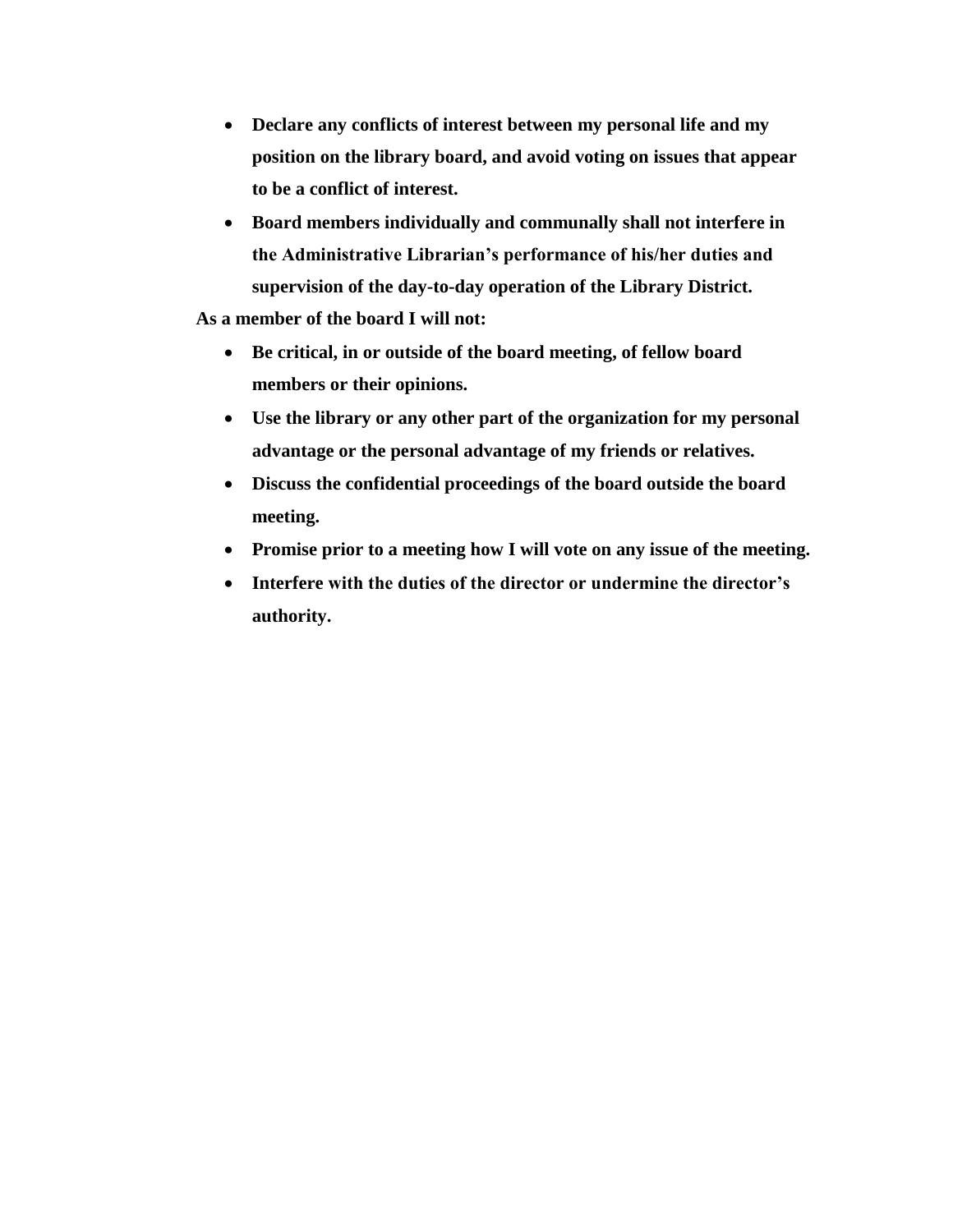- **Declare any conflicts of interest between my personal life and my position on the library board, and avoid voting on issues that appear to be a conflict of interest.**
- **Board members individually and communally shall not interfere in the Administrative Librarian's performance of his/her duties and supervision of the day-to-day operation of the Library District.**

**As a member of the board I will not:**

- **Be critical, in or outside of the board meeting, of fellow board members or their opinions.**
- **Use the library or any other part of the organization for my personal advantage or the personal advantage of my friends or relatives.**
- **Discuss the confidential proceedings of the board outside the board meeting.**
- **Promise prior to a meeting how I will vote on any issue of the meeting.**
- **Interfere with the duties of the director or undermine the director's authority.**